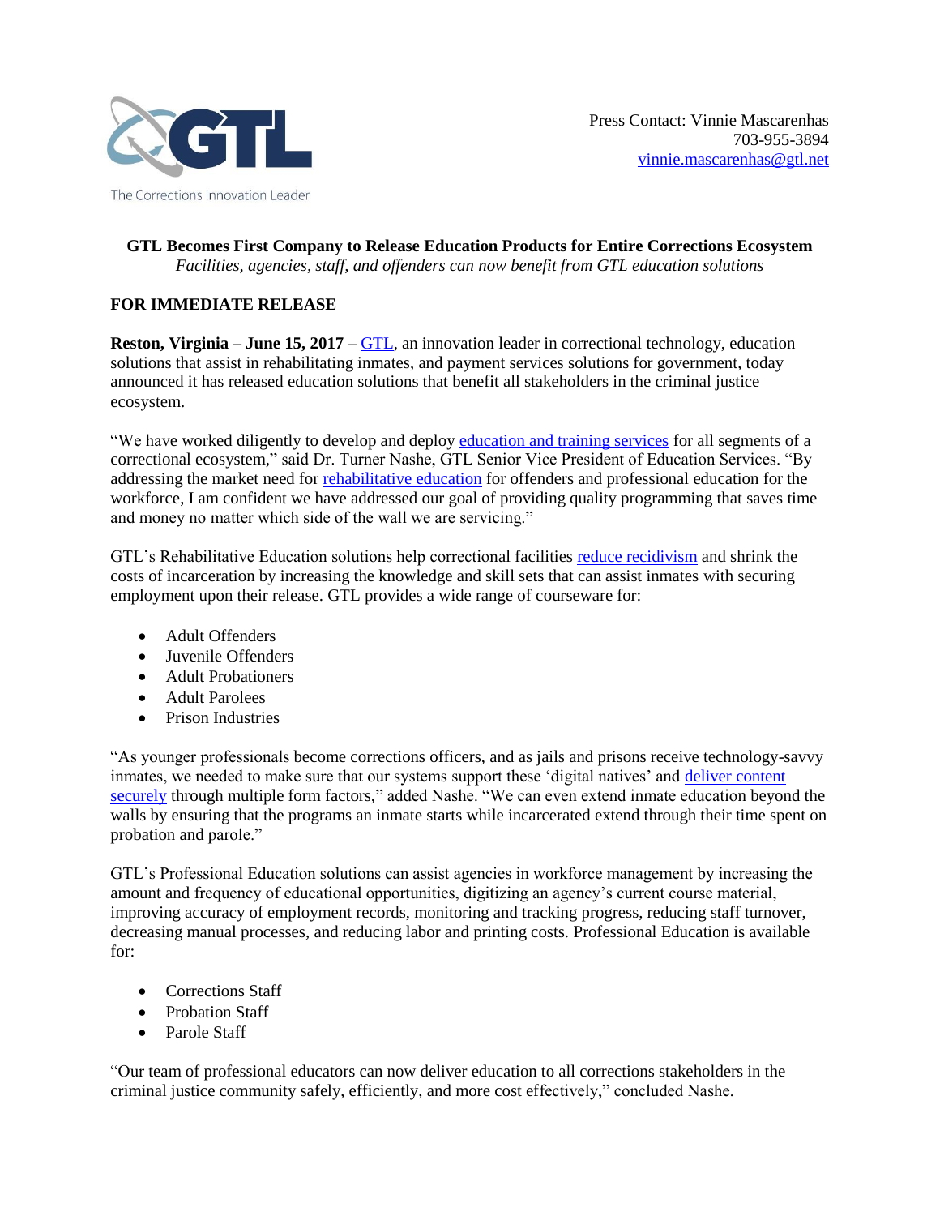GTL

The Corrections Innovation Leader

Press Contact: Vinnie Mascarenhas
703-955-3894
vinnie.mascarenhas@gtl.net

**GTL Becomes First Company to Release Education Products for Entire Corrections Ecosystem**

*Facilities, agencies, staff, and offenders can now benefit from GTL education solutions*

**FOR IMMEDIATE RELEASE**

**Reston, Virginia – June 15, 2017** – GTL, an innovation leader in correctional technology, education solutions that assist in rehabilitating inmates, and payment services solutions for government, today announced it has released education solutions that benefit all stakeholders in the criminal justice ecosystem.

"We have worked diligently to develop and deploy education and training services for all segments of a correctional ecosystem," said Dr. Turner Nashe, GTL Senior Vice President of Education Services. "By addressing the market need for rehabilitative education for offenders and professional education for the workforce, I am confident we have addressed our goal of providing quality programming that saves time and money no matter which side of the wall we are servicing."

GTL's Rehabilitative Education solutions help correctional facilities reduce recidivism and shrink the costs of incarceration by increasing the knowledge and skill sets that can assist inmates with securing employment upon their release. GTL provides a wide range of courseware for:

- Adult Offenders
- Juvenile Offenders
- Adult Probationers
- Adult Parolees
- Prison Industries

"As younger professionals become corrections officers, and as jails and prisons receive technology-savvy inmates, we needed to make sure that our systems support these 'digital natives' and deliver content securely through multiple form factors," added Nashe. "We can even extend inmate education beyond the walls by ensuring that the programs an inmate starts while incarcerated extend through their time spent on probation and parole."

GTL's Professional Education solutions can assist agencies in workforce management by increasing the amount and frequency of educational opportunities, digitizing an agency's current course material, improving accuracy of employment records, monitoring and tracking progress, reducing staff turnover, decreasing manual processes, and reducing labor and printing costs. Professional Education is available for:

- Corrections Staff
- Probation Staff
- Parole Staff

"Our team of professional educators can now deliver education to all corrections stakeholders in the criminal justice community safely, efficiently, and more cost effectively," concluded Nashe.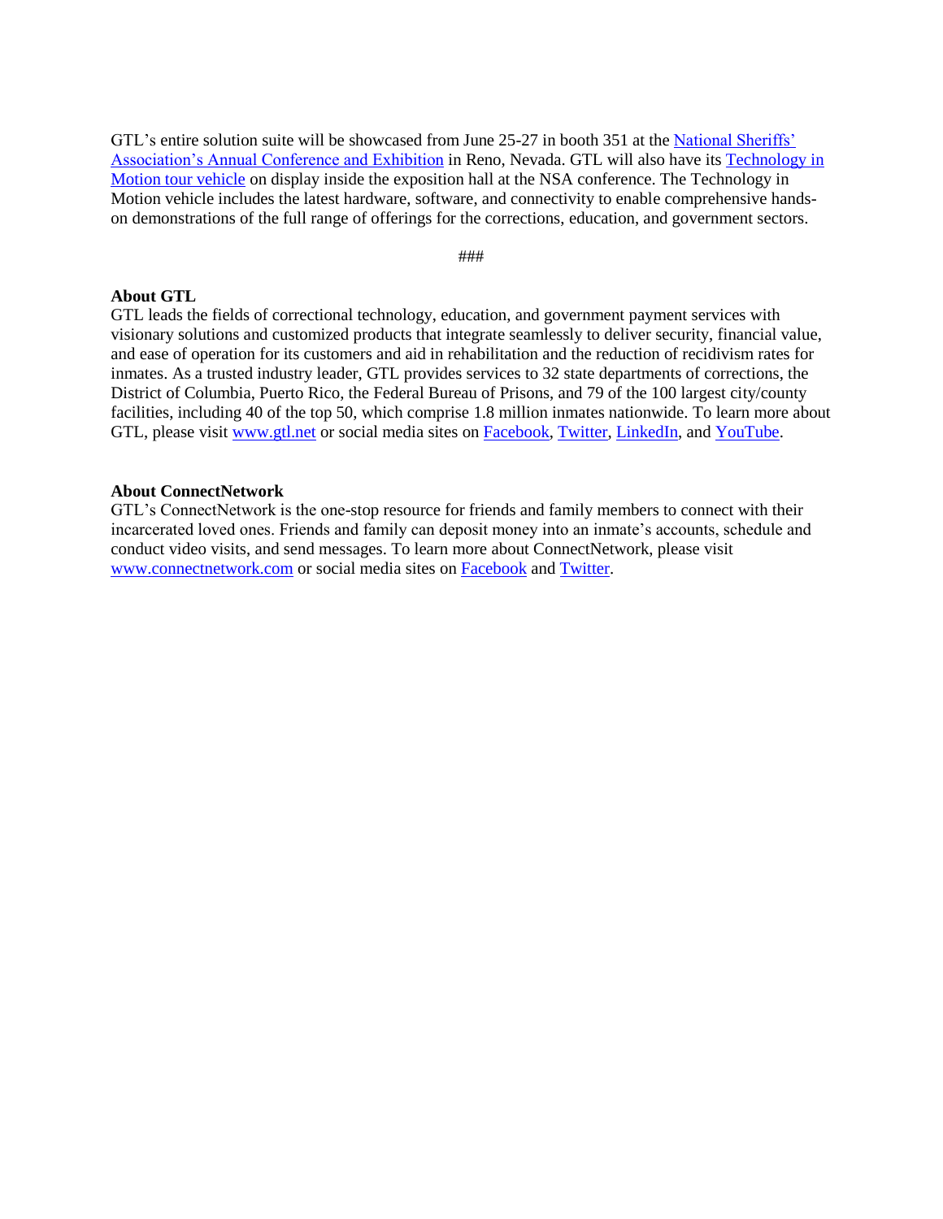GTL's entire solution suite will be showcased from June 25-27 in booth 351 at the National Sheriffs' Association's Annual Conference and Exhibition in Reno, Nevada. GTL will also have its Technology in Motion tour vehicle on display inside the exposition hall at the NSA conference. The Technology in Motion vehicle includes the latest hardware, software, and connectivity to enable comprehensive hands-on demonstrations of the full range of offerings for the corrections, education, and government sectors.

###

**About GTL**
GTL leads the fields of correctional technology, education, and government payment services with visionary solutions and customized products that integrate seamlessly to deliver security, financial value, and ease of operation for its customers and aid in rehabilitation and the reduction of recidivism rates for inmates. As a trusted industry leader, GTL provides services to 32 state departments of corrections, the District of Columbia, Puerto Rico, the Federal Bureau of Prisons, and 79 of the 100 largest city/county facilities, including 40 of the top 50, which comprise 1.8 million inmates nationwide. To learn more about GTL, please visit www.gtl.net or social media sites on Facebook, Twitter, LinkedIn, and YouTube.

**About ConnectNetwork**
GTL's ConnectNetwork is the one-stop resource for friends and family members to connect with their incarcerated loved ones. Friends and family can deposit money into an inmate's accounts, schedule and conduct video visits, and send messages. To learn more about ConnectNetwork, please visit www.connectnetwork.com or social media sites on Facebook and Twitter.